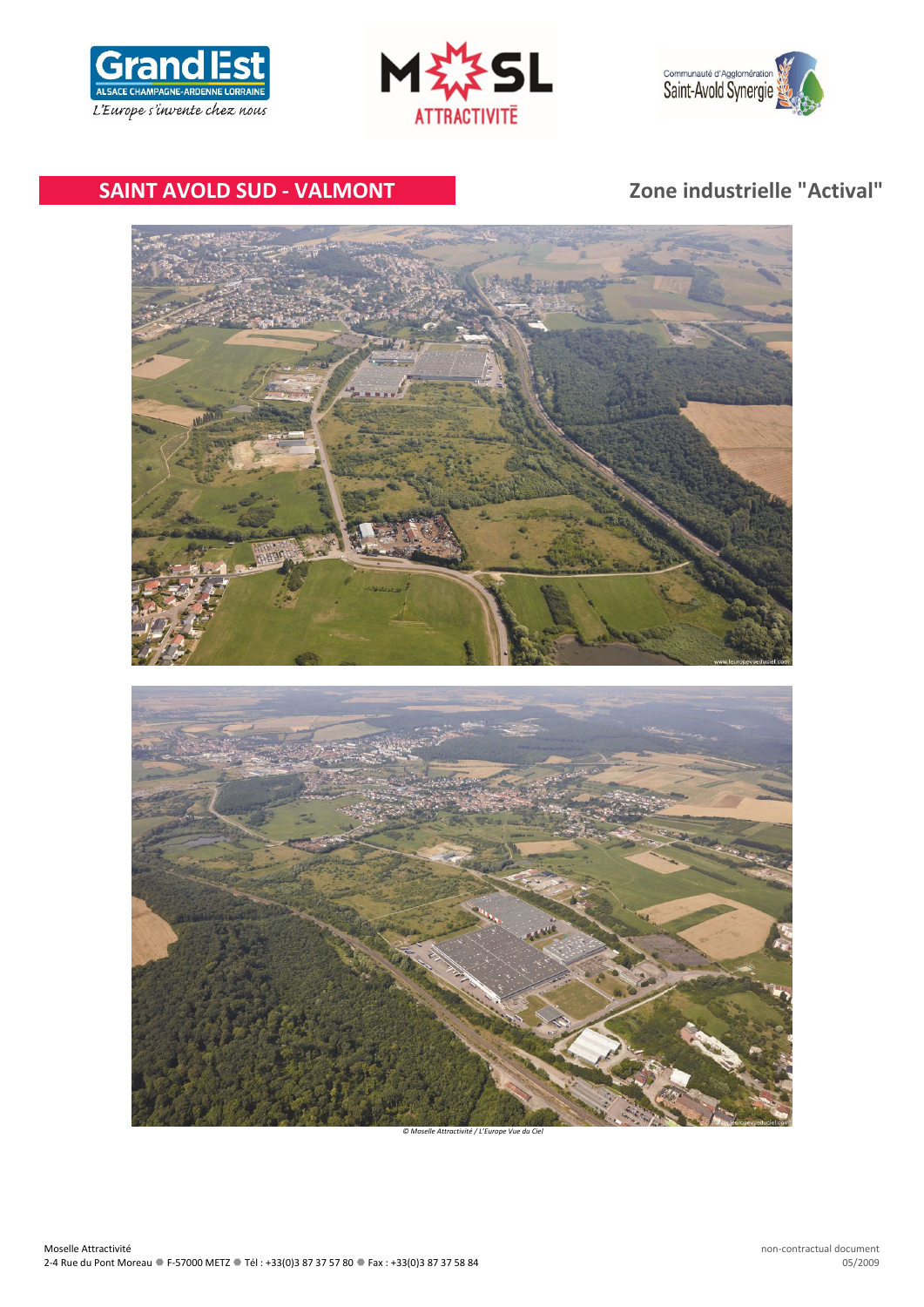## SAINT AVOLD SUD - VALMONT

## Zone industrielle "Actival"

© Moselle Attractivité / L'Europe Vue du Ciel

Moselle Attractivité
2-4 Rue du Pont Moreau ● F-57000 METZ ● Tél : +33(0)3 87 37 57 80 ● Fax : +33(0)3 87 37 58 84

non-contractual document
05/2009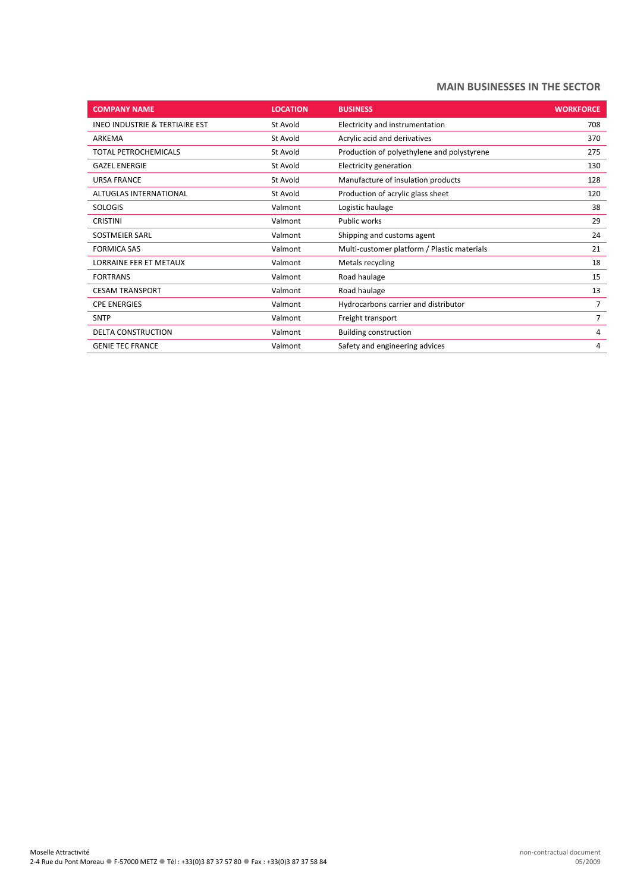## MAIN BUSINESSES IN THE SECTOR

| COMPANY NAME | LOCATION | BUSINESS | WORKFORCE |
|---|---|---|---|
| INEO INDUSTRIE & TERTIAIRE EST | St Avold | Electricity and instrumentation | 708 |
| ARKEMA | St Avold | Acrylic acid and derivatives | 370 |
| TOTAL PETROCHEMICALS | St Avold | Production of polyethylene and polystyrene | 275 |
| GAZEL ENERGIE | St Avold | Electricity generation | 130 |
| URSA FRANCE | St Avold | Manufacture of insulation products | 128 |
| ALTUGLAS INTERNATIONAL | St Avold | Production of acrylic glass sheet | 120 |
| SOLOGIS | Valmont | Logistic haulage | 38 |
| CRISTINI | Valmont | Public works | 29 |
| SOSTMEIER SARL | Valmont | Shipping and customs agent | 24 |
| FORMICA SAS | Valmont | Multi-customer platform / Plastic materials | 21 |
| LORRAINE FER ET METAUX | Valmont | Metals recycling | 18 |
| FORTRANS | Valmont | Road haulage | 15 |
| CESAM TRANSPORT | Valmont | Road haulage | 13 |
| CPE ENERGIES | Valmont | Hydrocarbons carrier and distributor | 7 |
| SNTP | Valmont | Freight transport | 7 |
| DELTA CONSTRUCTION | Valmont | Building construction | 4 |
| GENIE TEC FRANCE | Valmont | Safety and engineering advices | 4 |

Moselle Attractivité
2-4 Rue du Pont Moreau ● F-57000 METZ ● Tél : +33(0)3 87 37 57 80 ● Fax : +33(0)3 87 37 58 84

non-contractual document
05/2009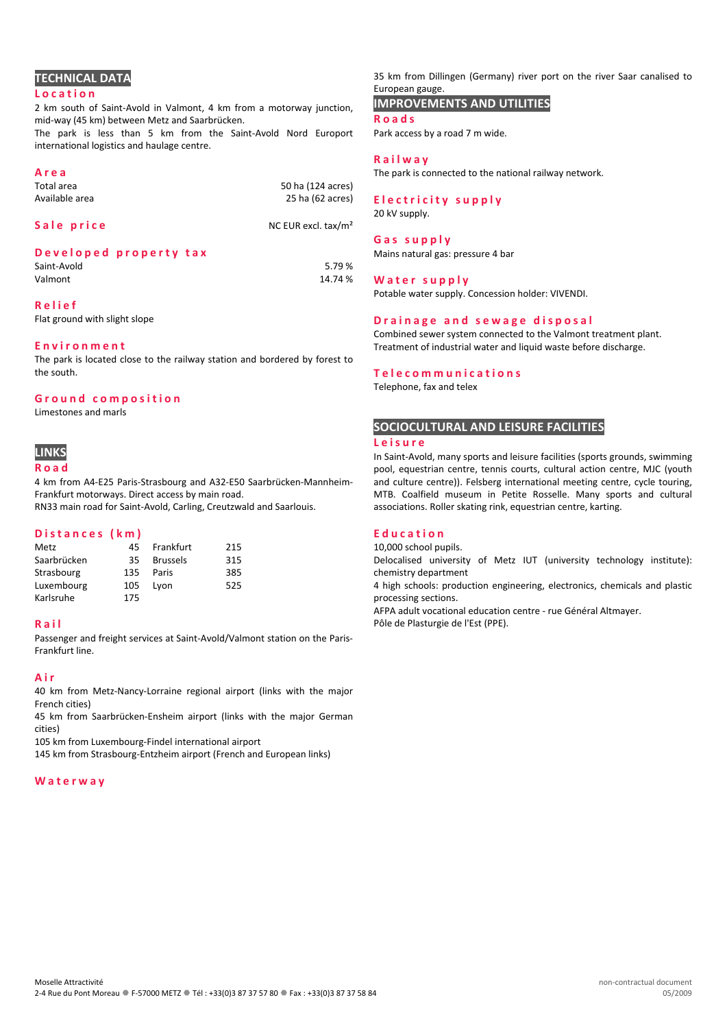## TECHNICAL DATA

### Location

2 km south of Saint-Avold in Valmont, 4 km from a motorway junction, mid-way (45 km) between Metz and Saarbrücken.
The park is less than 5 km from the Saint-Avold Nord Europort international logistics and haulage centre.

### Area

| | |
|---|---|
| Total area | 50 ha (124 acres) |
| Available area | 25 ha (62 acres) |

### Sale price

NC EUR excl. tax/m²

### Developed property tax

| | |
|---|---|
| Saint-Avold | 5.79 % |
| Valmont | 14.74 % |

### Relief

Flat ground with slight slope

### Environment

The park is located close to the railway station and bordered by forest to the south.

### Ground composition

Limestones and marls

## LINKS

### Road

4 km from A4-E25 Paris-Strasbourg and A32-E50 Saarbrücken-Mannheim-Frankfurt motorways. Direct access by main road.
RN33 main road for Saint-Avold, Carling, Creutzwald and Saarlouis.

### Distances (km)

| | | | |
|---|---|---|---|
| Metz | 45 | Frankfurt | 215 |
| Saarbrücken | 35 | Brussels | 315 |
| Strasbourg | 135 | Paris | 385 |
| Luxembourg | 105 | Lyon | 525 |
| Karlsruhe | 175 | | |

### Rail

Passenger and freight services at Saint-Avold/Valmont station on the Paris-Frankfurt line.

### Air

40 km from Metz-Nancy-Lorraine regional airport (links with the major French cities)
45 km from Saarbrücken-Ensheim airport (links with the major German cities)
105 km from Luxembourg-Findel international airport
145 km from Strasbourg-Entzheim airport (French and European links)

### Waterway

35 km from Dillingen (Germany) river port on the river Saar canalised to European gauge.

## IMPROVEMENTS AND UTILITIES

### Roads

Park access by a road 7 m wide.

### Railway

The park is connected to the national railway network.

### Electricity supply

20 kV supply.

### Gas supply

Mains natural gas: pressure 4 bar

### Water supply

Potable water supply. Concession holder: VIVENDI.

### Drainage and sewage disposal

Combined sewer system connected to the Valmont treatment plant.
Treatment of industrial water and liquid waste before discharge.

### Telecommunications

Telephone, fax and telex

## SOCIOCULTURAL AND LEISURE FACILITIES

### Leisure

In Saint-Avold, many sports and leisure facilities (sports grounds, swimming pool, equestrian centre, tennis courts, cultural action centre, MJC (youth and culture centre)). Felsberg international meeting centre, cycle touring, MTB. Coalfield museum in Petite Rosselle. Many sports and cultural associations. Roller skating rink, equestrian centre, karting.

### Education

10,000 school pupils.
Delocalised university of Metz IUT (university technology institute): chemistry department
4 high schools: production engineering, electronics, chemicals and plastic processing sections.
AFPA adult vocational education centre - rue Général Altmayer.
Pôle de Plasturgie de l'Est (PPE).

Moselle Attractivité
2-4 Rue du Pont Moreau ● F-57000 METZ ● Tél : +33(0)3 87 37 57 80 ● Fax : +33(0)3 87 37 58 84

non-contractual document
05/2009